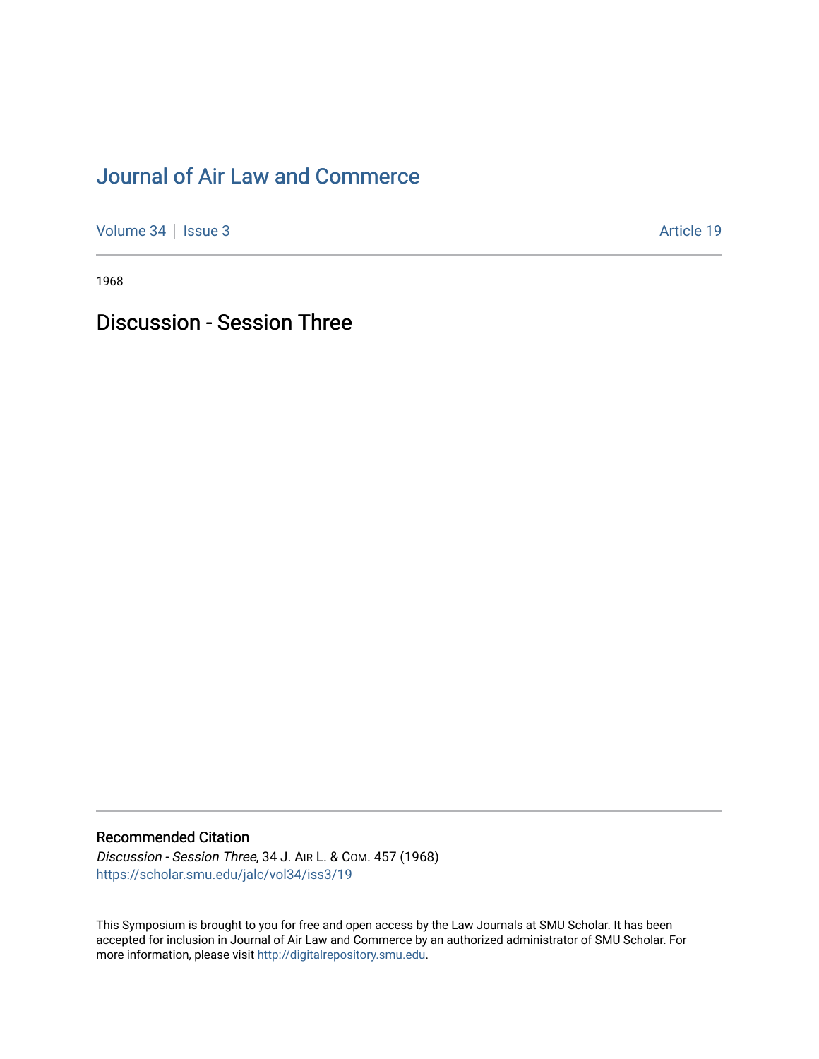# Journal of Air Law and Commerce

Volume 34 | Issue 3 Article 19

1968

## Discussion - Session Three

### Recommended Citation

*Discussion - Session Three*, 34 J. Air L. & Com. 457 (1968)
https://scholar.smu.edu/jalc/vol34/iss3/19

This Symposium is brought to you for free and open access by the Law Journals at SMU Scholar. It has been accepted for inclusion in Journal of Air Law and Commerce by an authorized administrator of SMU Scholar. For more information, please visit http://digitalrepository.smu.edu.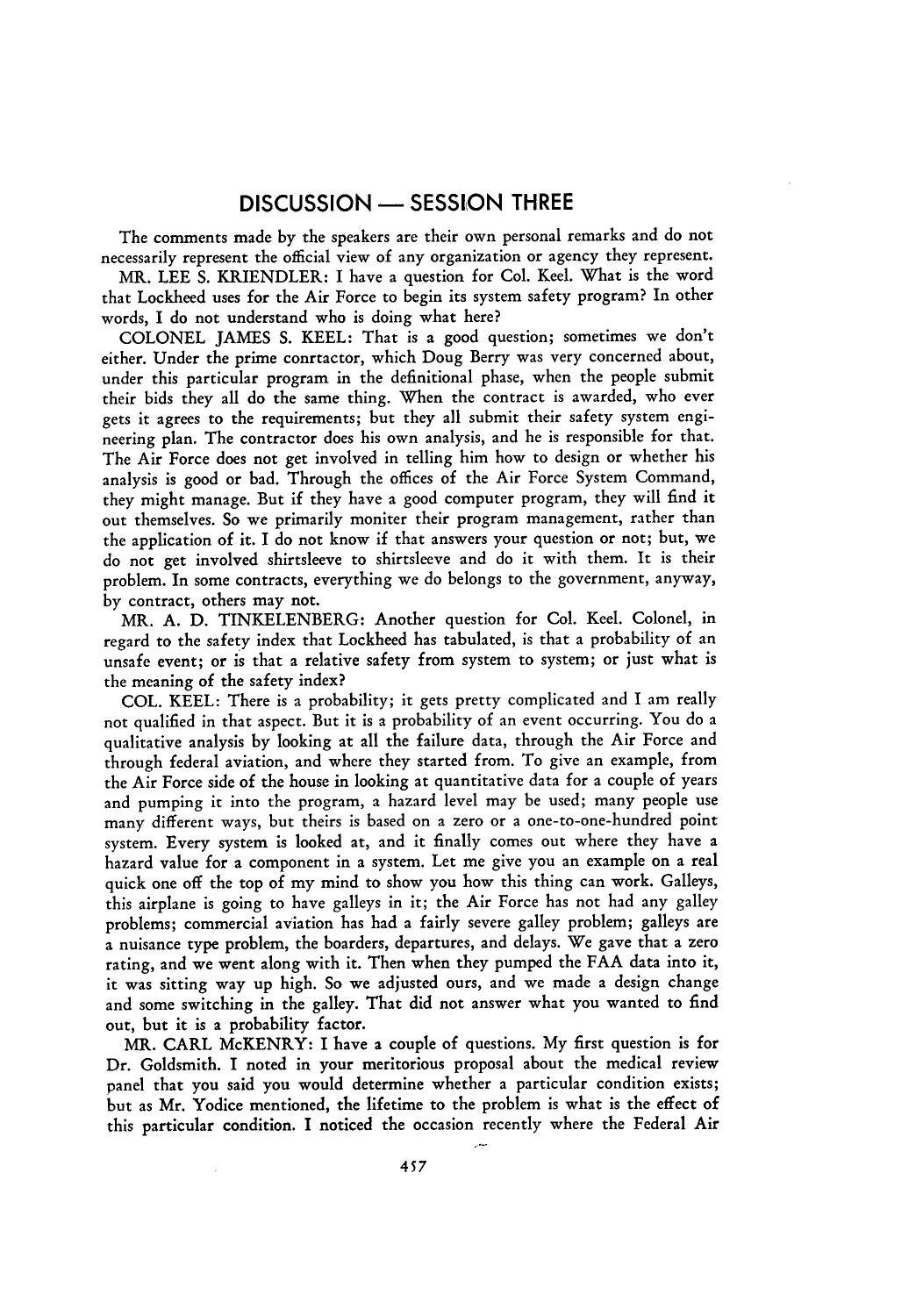## DISCUSSION — SESSION THREE

The comments made by the speakers are their own personal remarks and do not necessarily represent the official view of any organization or agency they represent.

MR. LEE S. KRIENDLER: I have a question for Col. Keel. What is the word that Lockheed uses for the Air Force to begin its system safety program? In other words, I do not understand who is doing what here?

COLONEL JAMES S. KEEL: That is a good question; sometimes we don't either. Under the prime conrtactor, which Doug Berry was very concerned about, under this particular program in the definitional phase, when the people submit their bids they all do the same thing. When the contract is awarded, who ever gets it agrees to the requirements; but they all submit their safety system engineering plan. The contractor does his own analysis, and he is responsible for that. The Air Force does not get involved in telling him how to design or whether his analysis is good or bad. Through the offices of the Air Force System Command, they might manage. But if they have a good computer program, they will find it out themselves. So we primarily moniter their program management, rather than the application of it. I do not know if that answers your question or not; but, we do not get involved shirtsleeve to shirtsleeve and do it with them. It is their problem. In some contracts, everything we do belongs to the government, anyway, by contract, others may not.

MR. A. D. TINKELENBERG: Another question for Col. Keel. Colonel, in regard to the safety index that Lockheed has tabulated, is that a probability of an unsafe event; or is that a relative safety from system to system; or just what is the meaning of the safety index?

COL. KEEL: There is a probability; it gets pretty complicated and I am really not qualified in that aspect. But it is a probability of an event occurring. You do a qualitative analysis by looking at all the failure data, through the Air Force and through federal aviation, and where they started from. To give an example, from the Air Force side of the house in looking at quantitative data for a couple of years and pumping it into the program, a hazard level may be used; many people use many different ways, but theirs is based on a zero or a one-to-one-hundred point system. Every system is looked at, and it finally comes out where they have a hazard value for a component in a system. Let me give you an example on a real quick one off the top of my mind to show you how this thing can work. Galleys, this airplane is going to have galleys in it; the Air Force has not had any galley problems; commercial aviation has had a fairly severe galley problem; galleys are a nuisance type problem, the boarders, departures, and delays. We gave that a zero rating, and we went along with it. Then when they pumped the FAA data into it, it was sitting way up high. So we adjusted ours, and we made a design change and some switching in the galley. That did not answer what you wanted to find out, but it is a probability factor.

MR. CARL McKENRY: I have a couple of questions. My first question is for Dr. Goldsmith. I noted in your meritorious proposal about the medical review panel that you said you would determine whether a particular condition exists; but as Mr. Yodice mentioned, the lifetime to the problem is what is the effect of this particular condition. I noticed the occasion recently where the Federal Air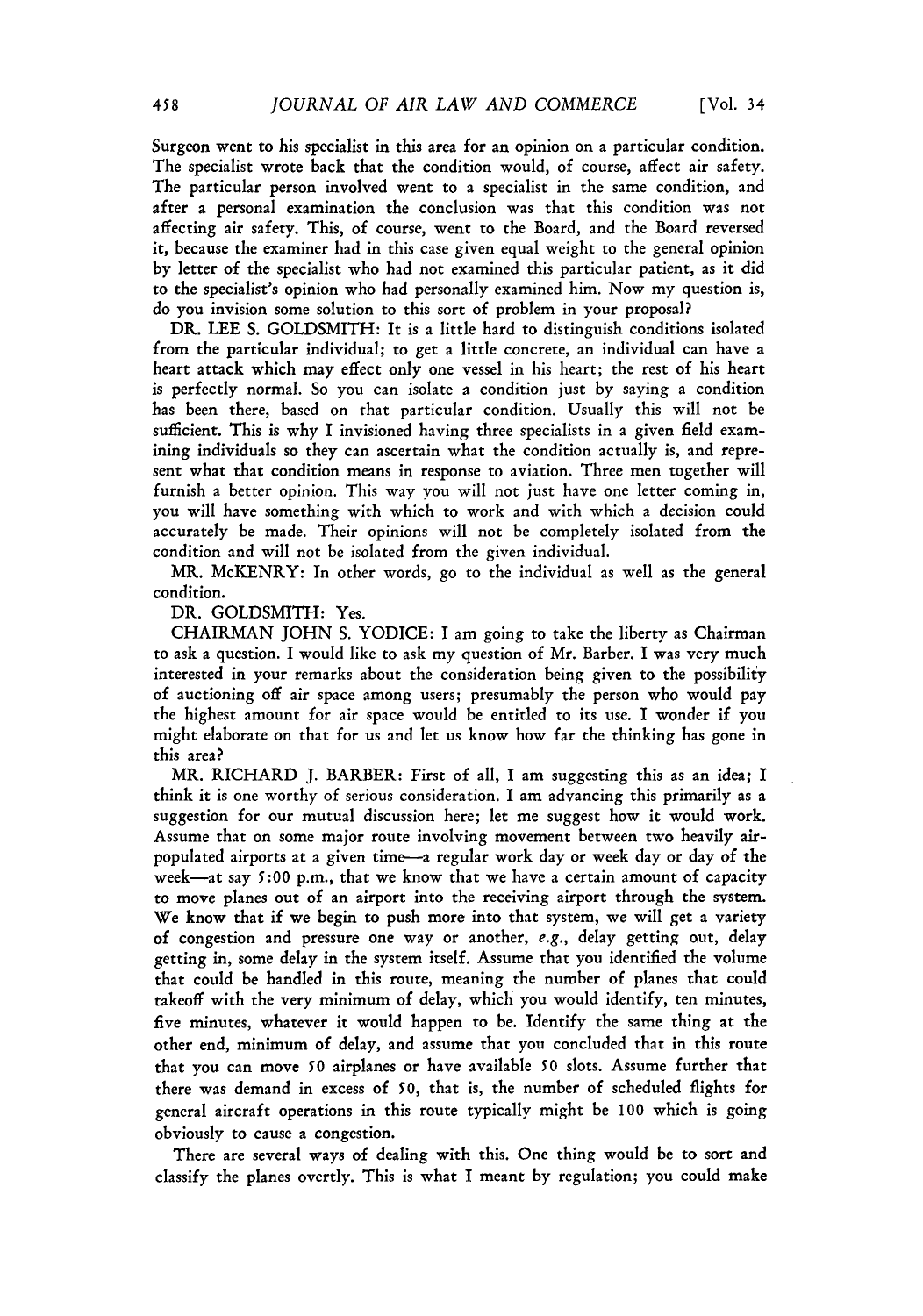Surgeon went to his specialist in this area for an opinion on a particular condition. The specialist wrote back that the condition would, of course, affect air safety. The particular person involved went to a specialist in the same condition, and after a personal examination the conclusion was that this condition was not affecting air safety. This, of course, went to the Board, and the Board reversed it, because the examiner had in this case given equal weight to the general opinion by letter of the specialist who had not examined this particular patient, as it did to the specialist's opinion who had personally examined him. Now my question is, do you invision some solution to this sort of problem in your proposal?

DR. LEE S. GOLDSMITH: It is a little hard to distinguish conditions isolated from the particular individual; to get a little concrete, an individual can have a heart attack which may effect only one vessel in his heart; the rest of his heart is perfectly normal. So you can isolate a condition just by saying a condition has been there, based on that particular condition. Usually this will not be sufficient. This is why I invisioned having three specialists in a given field examining individuals so they can ascertain what the condition actually is, and represent what that condition means in response to aviation. Three men together will furnish a better opinion. This way you will not just have one letter coming in, you will have something with which to work and with which a decision could accurately be made. Their opinions will not be completely isolated from the condition and will not be isolated from the given individual.

MR. McKENRY: In other words, go to the individual as well as the general condition.

DR. GOLDSMITH: Yes.

CHAIRMAN JOHN S. YODICE: I am going to take the liberty as Chairman to ask a question. I would like to ask my question of Mr. Barber. I was very much interested in your remarks about the consideration being given to the possibility of auctioning off air space among users; presumably the person who would pay the highest amount for air space would be entitled to its use. I wonder if you might elaborate on that for us and let us know how far the thinking has gone in this area?

MR. RICHARD J. BARBER: First of all, I am suggesting this as an idea; I think it is one worthy of serious consideration. I am advancing this primarily as a suggestion for our mutual discussion here; let me suggest how it would work. Assume that on some major route involving movement between two heavily air-populated airports at a given time—a regular work day or week day or day of the week—at say 5:00 p.m., that we know that we have a certain amount of capacity to move planes out of an airport into the receiving airport through the system. We know that if we begin to push more into that system, we will get a variety of congestion and pressure one way or another, *e.g.*, delay getting out, delay getting in, some delay in the system itself. Assume that you identified the volume that could be handled in this route, meaning the number of planes that could takeoff with the very minimum of delay, which you would identify, ten minutes, five minutes, whatever it would happen to be. Identify the same thing at the other end, minimum of delay, and assume that you concluded that in this route that you can move 50 airplanes or have available 50 slots. Assume further that there was demand in excess of 50, that is, the number of scheduled flights for general aircraft operations in this route typically might be 100 which is going obviously to cause a congestion.

There are several ways of dealing with this. One thing would be to sort and classify the planes overtly. This is what I meant by regulation; you could make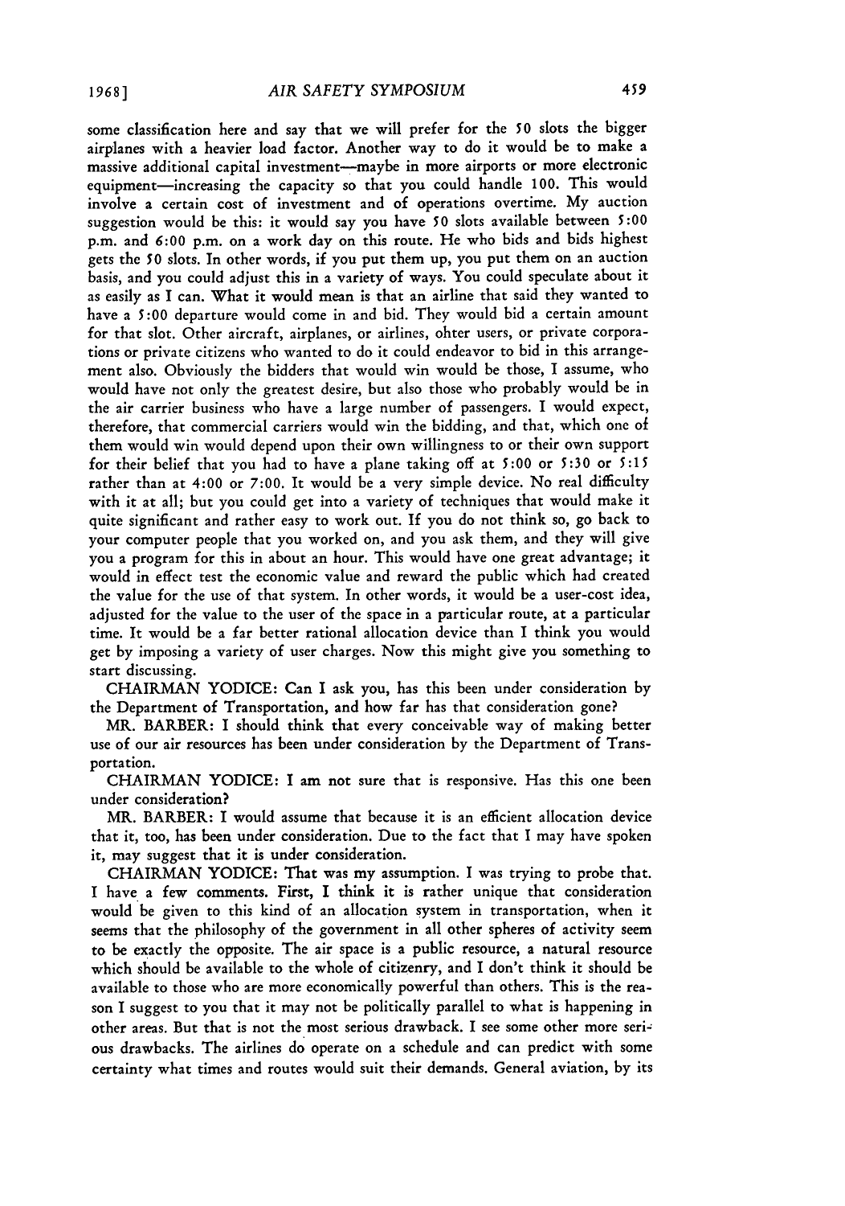some classification here and say that we will prefer for the 50 slots the bigger airplanes with a heavier load factor. Another way to do it would be to make a massive additional capital investment—maybe in more airports or more electronic equipment—increasing the capacity so that you could handle 100. This would involve a certain cost of investment and of operations overtime. My auction suggestion would be this: it would say you have 50 slots available between 5:00 p.m. and 6:00 p.m. on a work day on this route. He who bids and bids highest gets the 50 slots. In other words, if you put them up, you put them on an auction basis, and you could adjust this in a variety of ways. You could speculate about it as easily as I can. What it would mean is that an airline that said they wanted to have a 5:00 departure would come in and bid. They would bid a certain amount for that slot. Other aircraft, airplanes, or airlines, ohter users, or private corporations or private citizens who wanted to do it could endeavor to bid in this arrangement also. Obviously the bidders that would win would be those, I assume, who would have not only the greatest desire, but also those who probably would be in the air carrier business who have a large number of passengers. I would expect, therefore, that commercial carriers would win the bidding, and that, which one of them would win would depend upon their own willingness to or their own support for their belief that you had to have a plane taking off at 5:00 or 5:30 or 5:15 rather than at 4:00 or 7:00. It would be a very simple device. No real difficulty with it at all; but you could get into a variety of techniques that would make it quite significant and rather easy to work out. If you do not think so, go back to your computer people that you worked on, and you ask them, and they will give you a program for this in about an hour. This would have one great advantage; it would in effect test the economic value and reward the public which had created the value for the use of that system. In other words, it would be a user-cost idea, adjusted for the value to the user of the space in a particular route, at a particular time. It would be a far better rational allocation device than I think you would get by imposing a variety of user charges. Now this might give you something to start discussing.

CHAIRMAN YODICE: Can I ask you, has this been under consideration by the Department of Transportation, and how far has that consideration gone?

MR. BARBER: I should think that every conceivable way of making better use of our air resources has been under consideration by the Department of Transportation.

CHAIRMAN YODICE: I am not sure that is responsive. Has this one been under consideration?

MR. BARBER: I would assume that because it is an efficient allocation device that it, too, has been under consideration. Due to the fact that I may have spoken it, may suggest that it is under consideration.

CHAIRMAN YODICE: That was my assumption. I was trying to probe that. I have a few comments. First, I think it is rather unique that consideration would be given to this kind of an allocation system in transportation, when it seems that the philosophy of the government in all other spheres of activity seem to be exactly the opposite. The air space is a public resource, a natural resource which should be available to the whole of citizenry, and I don't think it should be available to those who are more economically powerful than others. This is the reason I suggest to you that it may not be politically parallel to what is happening in other areas. But that is not the most serious drawback. I see some other more serious drawbacks. The airlines do operate on a schedule and can predict with some certainty what times and routes would suit their demands. General aviation, by its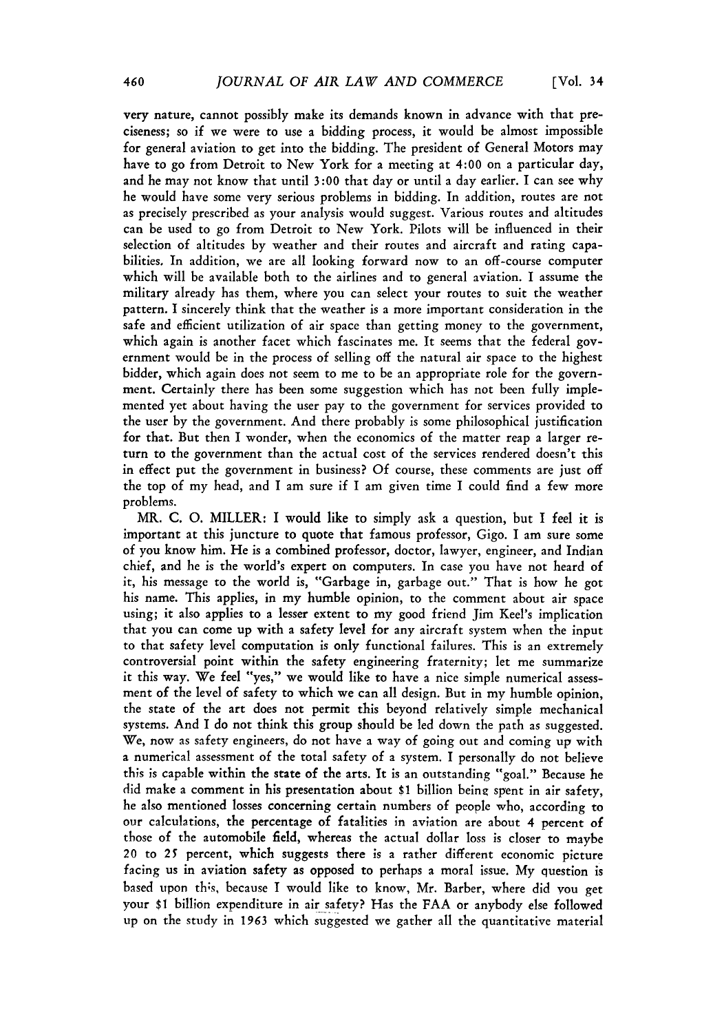very nature, cannot possibly make its demands known in advance with that preciseness; so if we were to use a bidding process, it would be almost impossible for general aviation to get into the bidding. The president of General Motors may have to go from Detroit to New York for a meeting at 4:00 on a particular day, and he may not know that until 3:00 that day or until a day earlier. I can see why he would have some very serious problems in bidding. In addition, routes are not as precisely prescribed as your analysis would suggest. Various routes and altitudes can be used to go from Detroit to New York. Pilots will be influenced in their selection of altitudes by weather and their routes and aircraft and rating capabilities. In addition, we are all looking forward now to an off-course computer which will be available both to the airlines and to general aviation. I assume the military already has them, where you can select your routes to suit the weather pattern. I sincerely think that the weather is a more important consideration in the safe and efficient utilization of air space than getting money to the government, which again is another facet which fascinates me. It seems that the federal government would be in the process of selling off the natural air space to the highest bidder, which again does not seem to me to be an appropriate role for the government. Certainly there has been some suggestion which has not been fully implemented yet about having the user pay to the government for services provided to the user by the government. And there probably is some philosophical justification for that. But then I wonder, when the economics of the matter reap a larger return to the government than the actual cost of the services rendered doesn't this in effect put the government in business? Of course, these comments are just off the top of my head, and I am sure if I am given time I could find a few more problems.

MR. C. O. MILLER: I would like to simply ask a question, but I feel it is important at this juncture to quote that famous professor, Gigo. I am sure some of you know him. He is a combined professor, doctor, lawyer, engineer, and Indian chief, and he is the world's expert on computers. In case you have not heard of it, his message to the world is, "Garbage in, garbage out." That is how he got his name. This applies, in my humble opinion, to the comment about air space using; it also applies to a lesser extent to my good friend Jim Keel's implication that you can come up with a safety level for any aircraft system when the input to that safety level computation is only functional failures. This is an extremely controversial point within the safety engineering fraternity; let me summarize it this way. We feel "yes," we would like to have a nice simple numerical assessment of the level of safety to which we can all design. But in my humble opinion, the state of the art does not permit this beyond relatively simple mechanical systems. And I do not think this group should be led down the path as suggested. We, now as safety engineers, do not have a way of going out and coming up with a numerical assessment of the total safety of a system. I personally do not believe this is capable within the state of the arts. It is an outstanding "goal." Because he did make a comment in his presentation about $1 billion being spent in air safety, he also mentioned losses concerning certain numbers of people who, according to our calculations, the percentage of fatalities in aviation are about 4 percent of those of the automobile field, whereas the actual dollar loss is closer to maybe 20 to 25 percent, which suggests there is a rather different economic picture facing us in aviation safety as opposed to perhaps a moral issue. My question is based upon this, because I would like to know, Mr. Barber, where did you get your $1 billion expenditure in air safety? Has the FAA or anybody else followed up on the study in 1963 which suggested we gather all the quantitative material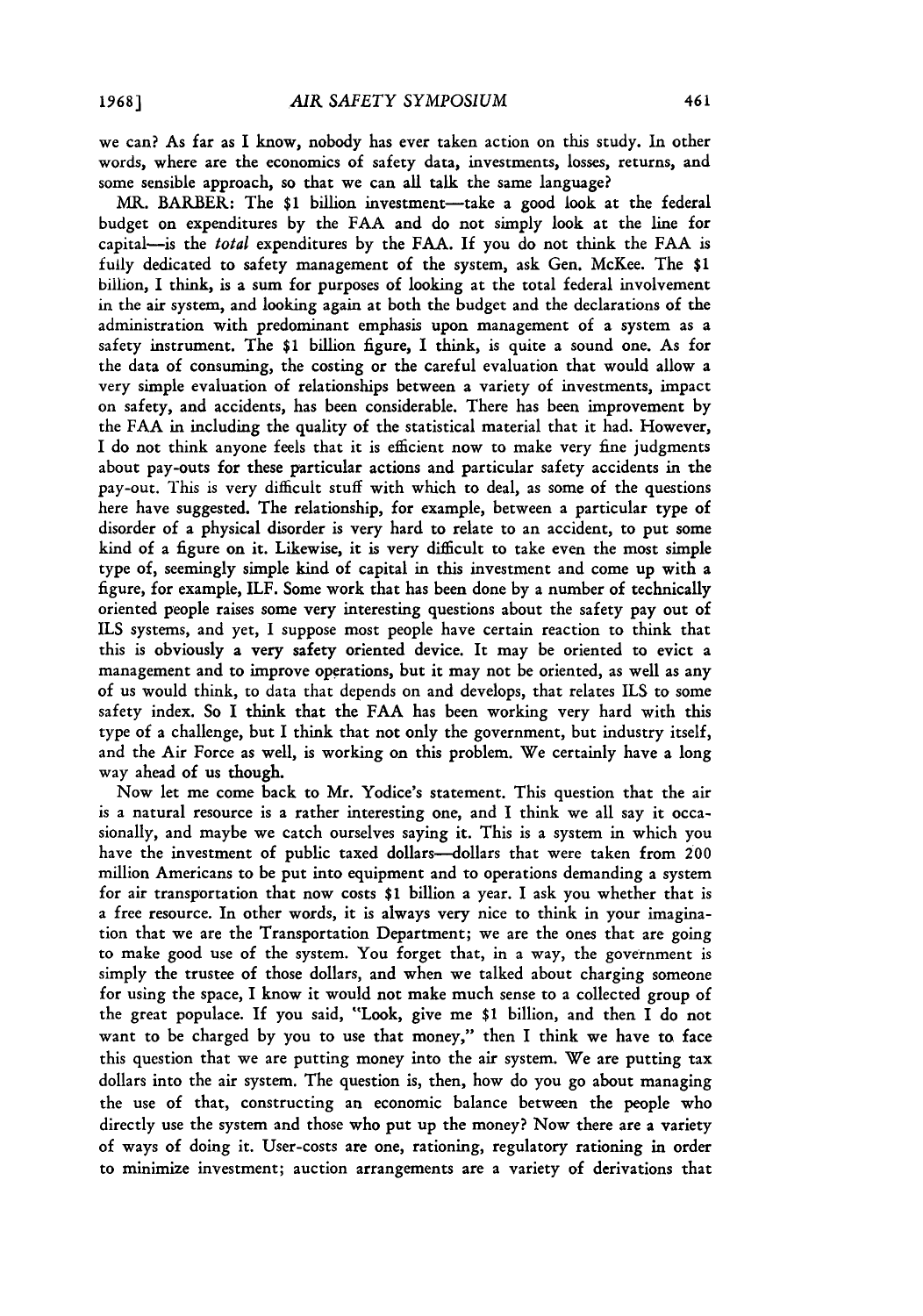we can? As far as I know, nobody has ever taken action on this study. In other words, where are the economics of safety data, investments, losses, returns, and some sensible approach, so that we can all talk the same language?

MR. BARBER: The $1 billion investment—take a good look at the federal budget on expenditures by the FAA and do not simply look at the line for capital—is the *total* expenditures by the FAA. If you do not think the FAA is fully dedicated to safety management of the system, ask Gen. McKee. The $1 billion, I think, is a sum for purposes of looking at the total federal involvement in the air system, and looking again at both the budget and the declarations of the administration with predominant emphasis upon management of a system as a safety instrument. The $1 billion figure, I think, is quite a sound one. As for the data of consuming, the costing or the careful evaluation that would allow a very simple evaluation of relationships between a variety of investments, impact on safety, and accidents, has been considerable. There has been improvement by the FAA in including the quality of the statistical material that it had. However, I do not think anyone feels that it is efficient now to make very fine judgments about pay-outs for these particular actions and particular safety accidents in the pay-out. This is very difficult stuff with which to deal, as some of the questions here have suggested. The relationship, for example, between a particular type of disorder of a physical disorder is very hard to relate to an accident, to put some kind of a figure on it. Likewise, it is very difficult to take even the most simple type of, seemingly simple kind of capital in this investment and come up with a figure, for example, ILF. Some work that has been done by a number of technically oriented people raises some very interesting questions about the safety pay out of ILS systems, and yet, I suppose most people have certain reaction to think that this is obviously a very safety oriented device. It may be oriented to evict a management and to improve operations, but it may not be oriented, as well as any of us would think, to data that depends on and develops, that relates ILS to some safety index. So I think that the FAA has been working very hard with this type of a challenge, but I think that not only the government, but industry itself, and the Air Force as well, is working on this problem. We certainly have a long way ahead of us though.

Now let me come back to Mr. Yodice's statement. This question that the air is a natural resource is a rather interesting one, and I think we all say it occasionally, and maybe we catch ourselves saying it. This is a system in which you have the investment of public taxed dollars—dollars that were taken from 200 million Americans to be put into equipment and to operations demanding a system for air transportation that now costs $1 billion a year. I ask you whether that is a free resource. In other words, it is always very nice to think in your imagination that we are the Transportation Department; we are the ones that are going to make good use of the system. You forget that, in a way, the government is simply the trustee of those dollars, and when we talked about charging someone for using the space, I know it would not make much sense to a collected group of the great populace. If you said, "Look, give me $1 billion, and then I do not want to be charged by you to use that money," then I think we have to face this question that we are putting money into the air system. We are putting tax dollars into the air system. The question is, then, how do you go about managing the use of that, constructing an economic balance between the people who directly use the system and those who put up the money? Now there are a variety of ways of doing it. User-costs are one, rationing, regulatory rationing in order to minimize investment; auction arrangements are a variety of derivations that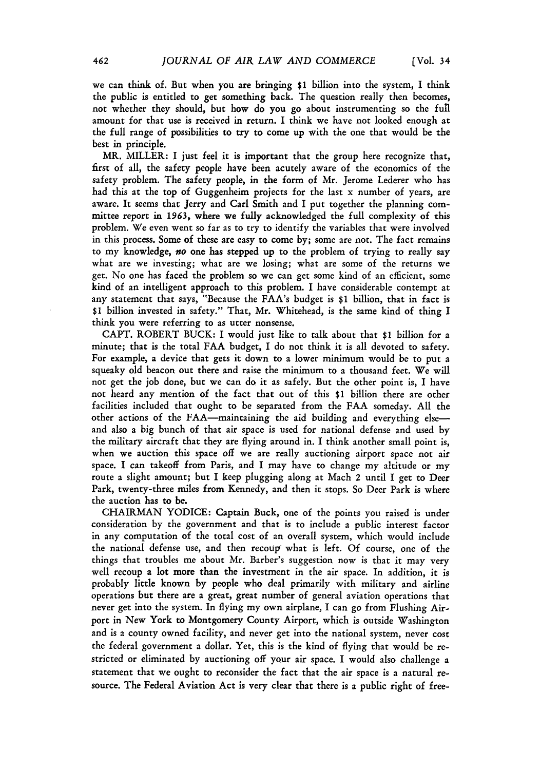we can think of. But when you are bringing $1 billion into the system, I think the public is entitled to get something back. The question really then becomes, not whether they should, but how do you go about instrumenting so the full amount for that use is received in return. I think we have not looked enough at the full range of possibilities to try to come up with the one that would be the best in principle.

MR. MILLER: I just feel it is important that the group here recognize that, first of all, the safety people have been acutely aware of the economics of the safety problem. The safety people, in the form of Mr. Jerome Lederer who has had this at the top of Guggenheim projects for the last x number of years, are aware. It seems that Jerry and Carl Smith and I put together the planning committee report in 1963, where we fully acknowledged the full complexity of this problem. We even went so far as to try to identify the variables that were involved in this process. Some of these are easy to come by; some are not. The fact remains to my knowledge, *no* one has stepped up to the problem of trying to really say what are we investing; what are we losing; what are some of the returns we get. No one has faced the problem so we can get some kind of an efficient, some kind of an intelligent approach to this problem. I have considerable contempt at any statement that says, "Because the FAA's budget is $1 billion, that in fact is $1 billion invested in safety." That, Mr. Whitehead, is the same kind of thing I think you were referring to as utter nonsense.

CAPT. ROBERT BUCK: I would just like to talk about that $1 billion for a minute; that is the total FAA budget, I do not think it is all devoted to safety. For example, a device that gets it down to a lower minimum would be to put a squeaky old beacon out there and raise the minimum to a thousand feet. We will not get the job done, but we can do it as safely. But the other point is, I have not heard any mention of the fact that out of this $1 billion there are other facilities included that ought to be separated from the FAA someday. All the other actions of the FAA—maintaining the aid building and everything else—and also a big bunch of that air space is used for national defense and used by the military aircraft that they are flying around in. I think another small point is, when we auction this space off we are really auctioning airport space not air space. I can takeoff from Paris, and I may have to change my altitude or my route a slight amount; but I keep plugging along at Mach 2 until I get to Deer Park, twenty-three miles from Kennedy, and then it stops. So Deer Park is where the auction has to be.

CHAIRMAN YODICE: Captain Buck, one of the points you raised is under consideration by the government and that is to include a public interest factor in any computation of the total cost of an overall system, which would include the national defense use, and then recoup what is left. Of course, one of the things that troubles me about Mr. Barber's suggestion now is that it may very well recoup a lot more than the investment in the air space. In addition, it is probably little known by people who deal primarily with military and airline operations but there are a great, great number of general aviation operations that never get into the system. In flying my own airplane, I can go from Flushing Airport in New York to Montgomery County Airport, which is outside Washington and is a county owned facility, and never get into the national system, never cost the federal government a dollar. Yet, this is the kind of flying that would be restricted or eliminated by auctioning off your air space. I would also challenge a statement that we ought to reconsider the fact that the air space is a natural resource. The Federal Aviation Act is very clear that there is a public right of free-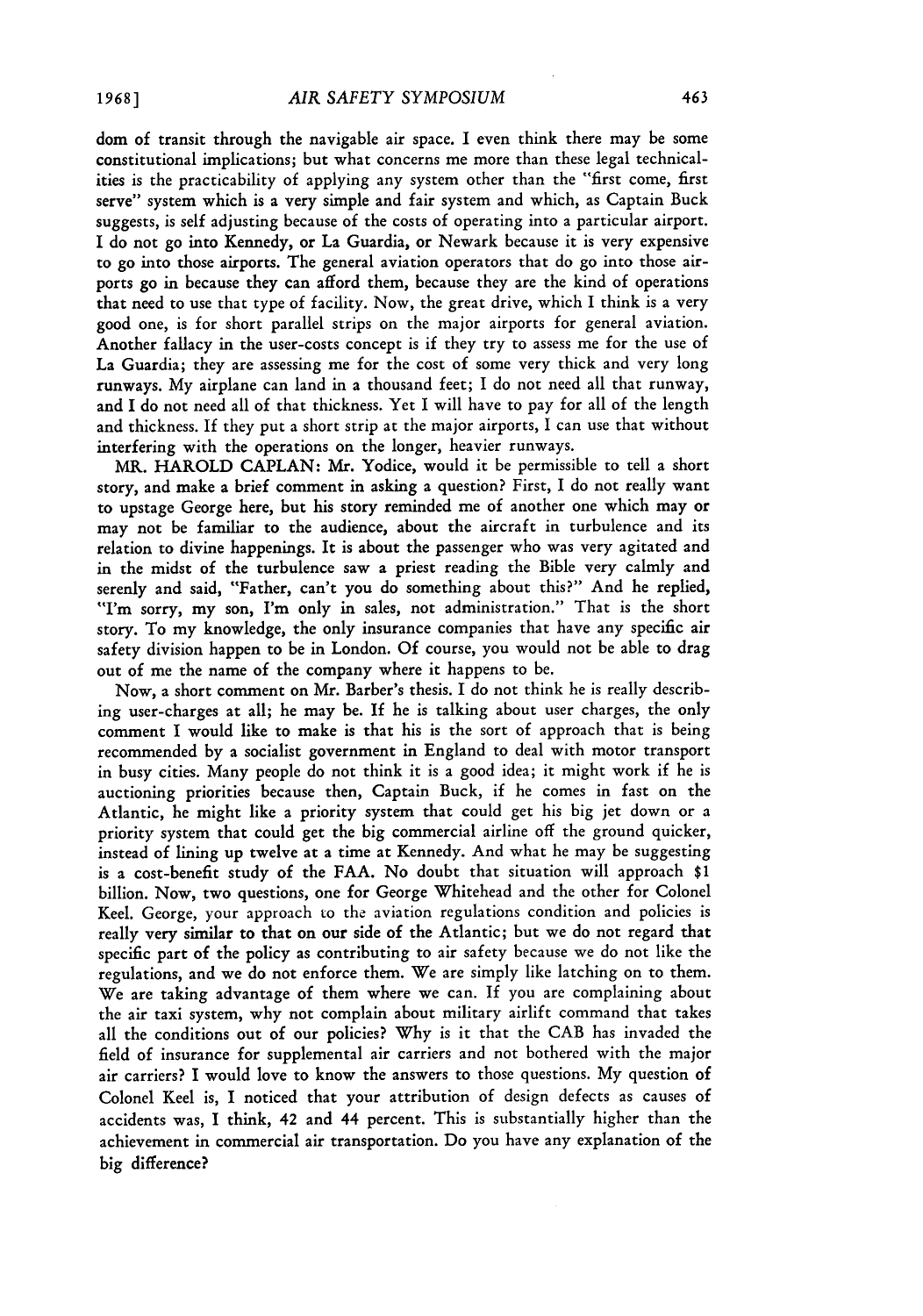dom of transit through the navigable air space. I even think there may be some constitutional implications; but what concerns me more than these legal technicalities is the practicability of applying any system other than the "first come, first serve" system which is a very simple and fair system and which, as Captain Buck suggests, is self adjusting because of the costs of operating into a particular airport. I do not go into Kennedy, or La Guardia, or Newark because it is very expensive to go into those airports. The general aviation operators that do go into those airports go in because they can afford them, because they are the kind of operations that need to use that type of facility. Now, the great drive, which I think is a very good one, is for short parallel strips on the major airports for general aviation. Another fallacy in the user-costs concept is if they try to assess me for the use of La Guardia; they are assessing me for the cost of some very thick and very long runways. My airplane can land in a thousand feet; I do not need all that runway, and I do not need all of that thickness. Yet I will have to pay for all of the length and thickness. If they put a short strip at the major airports, I can use that without interfering with the operations on the longer, heavier runways.

MR. HAROLD CAPLAN: Mr. Yodice, would it be permissible to tell a short story, and make a brief comment in asking a question? First, I do not really want to upstage George here, but his story reminded me of another one which may or may not be familiar to the audience, about the aircraft in turbulence and its relation to divine happenings. It is about the passenger who was very agitated and in the midst of the turbulence saw a priest reading the Bible very calmly and serenely and said, "Father, can't you do something about this?" And he replied, "I'm sorry, my son, I'm only in sales, not administration." That is the short story. To my knowledge, the only insurance companies that have any specific air safety division happen to be in London. Of course, you would not be able to drag out of me the name of the company where it happens to be.

Now, a short comment on Mr. Barber's thesis. I do not think he is really describing user-charges at all; he may be. If he is talking about user charges, the only comment I would like to make is that his is the sort of approach that is being recommended by a socialist government in England to deal with motor transport in busy cities. Many people do not think it is a good idea; it might work if he is auctioning priorities because then, Captain Buck, if he comes in fast on the Atlantic, he might like a priority system that could get his big jet down or a priority system that could get the big commercial airline off the ground quicker, instead of lining up twelve at a time at Kennedy. And what he may be suggesting is a cost-benefit study of the FAA. No doubt that situation will approach $1 billion. Now, two questions, one for George Whitehead and the other for Colonel Keel. George, your approach to the aviation regulations condition and policies is really very similar to that on our side of the Atlantic; but we do not regard that specific part of the policy as contributing to air safety because we do not like the regulations, and we do not enforce them. We are simply like latching on to them. We are taking advantage of them where we can. If you are complaining about the air taxi system, why not complain about military airlift command that takes all the conditions out of our policies? Why is it that the CAB has invaded the field of insurance for supplemental air carriers and not bothered with the major air carriers? I would love to know the answers to those questions. My question of Colonel Keel is, I noticed that your attribution of design defects as causes of accidents was, I think, 42 and 44 percent. This is substantially higher than the achievement in commercial air transportation. Do you have any explanation of the big difference?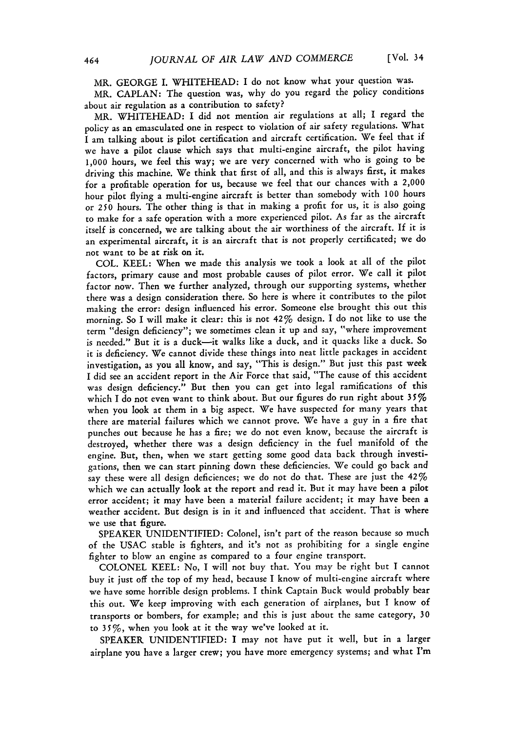MR. GEORGE I. WHITEHEAD: I do not know what your question was.

MR. CAPLAN: The question was, why do you regard the policy conditions about air regulation as a contribution to safety?

MR. WHITEHEAD: I did not mention air regulations at all; I regard the policy as an emasculated one in respect to violation of air safety regulations. What I am talking about is pilot certification and aircraft certification. We feel that if we have a pilot clause which says that multi-engine aircraft, the pilot having 1,000 hours, we feel this way; we are very concerned with who is going to be driving this machine. We think that first of all, and this is always first, it makes for a profitable operation for us, because we feel that our chances with a 2,000 hour pilot flying a multi-engine aircraft is better than somebody with 100 hours or 250 hours. The other thing is that in making a profit for us, it is also going to make for a safe operation with a more experienced pilot. As far as the aircraft itself is concerned, we are talking about the air worthiness of the aircraft. If it is an experimental aircraft, it is an aircraft that is not properly certificated; we do not want to be at risk on it.

COL. KEEL: When we made this analysis we took a look at all of the pilot factors, primary cause and most probable causes of pilot error. We call it pilot factor now. Then we further analyzed, through our supporting systems, whether there was a design consideration there. So here is where it contributes to the pilot making the error: design influenced his error. Someone else brought this out this morning. So I will make it clear: this is not 42% design. I do not like to use the term "design deficiency"; we sometimes clean it up and say, "where improvement is needed." But it is a duck—it walks like a duck, and it quacks like a duck. So it is deficiency. We cannot divide these things into neat little packages in accident investigation, as you all know, and say, "This is design." But just this past week I did see an accident report in the Air Force that said, "The cause of this accident was design deficiency." But then you can get into legal ramifications of this which I do not even want to think about. But our figures do run right about 35% when you look at them in a big aspect. We have suspected for many years that there are material failures which we cannot prove. We have a guy in a fire that punches out because he has a fire; we do not even know, because the aircraft is destroyed, whether there was a design deficiency in the fuel manifold of the engine. But, then, when we start getting some good data back through investigations, then we can start pinning down these deficiencies. We could go back and say these were all design deficiences; we do not do that. These are just the 42% which we can actually look at the report and read it. But it may have been a pilot error accident; it may have been a material failure accident; it may have been a weather accident. But design is in it and influenced that accident. That is where we use that figure.

SPEAKER UNIDENTIFIED: Colonel, isn't part of the reason because so much of the USAC stable is fighters, and it's not as prohibiting for a single engine fighter to blow an engine as compared to a four engine transport.

COLONEL KEEL: No, I will not buy that. You may be right but I cannot buy it just off the top of my head, because I know of multi-engine aircraft where we have some horrible design problems. I think Captain Buck would probably bear this out. We keep improving with each generation of airplanes, but I know of transports or bombers, for example; and this is just about the same category, 30 to 35%, when you look at it the way we've looked at it.

SPEAKER UNIDENTIFIED: I may not have put it well, but in a larger airplane you have a larger crew; you have more emergency systems; and what I'm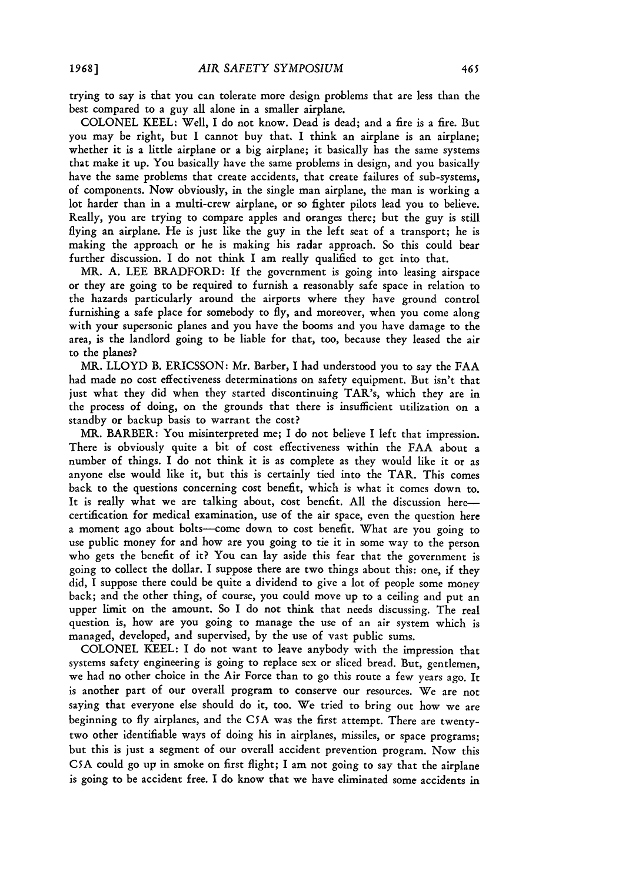trying to say is that you can tolerate more design problems that are less than the best compared to a guy all alone in a smaller airplane.

COLONEL KEEL: Well, I do not know. Dead is dead; and a fire is a fire. But you may be right, but I cannot buy that. I think an airplane is an airplane; whether it is a little airplane or a big airplane; it basically has the same systems that make it up. You basically have the same problems in design, and you basically have the same problems that create accidents, that create failures of sub-systems, of components. Now obviously, in the single man airplane, the man is working a lot harder than in a multi-crew airplane, or so fighter pilots lead you to believe. Really, you are trying to compare apples and oranges there; but the guy is still flying an airplane. He is just like the guy in the left seat of a transport; he is making the approach or he is making his radar approach. So this could bear further discussion. I do not think I am really qualified to get into that.

MR. A. LEE BRADFORD: If the government is going into leasing airspace or they are going to be required to furnish a reasonably safe space in relation to the hazards particularly around the airports where they have ground control furnishing a safe place for somebody to fly, and moreover, when you come along with your supersonic planes and you have the booms and you have damage to the area, is the landlord going to be liable for that, too, because they leased the air to the planes?

MR. LLOYD B. ERICSSON: Mr. Barber, I had understood you to say the FAA had made no cost effectiveness determinations on safety equipment. But isn't that just what they did when they started discontinuing TAR's, which they are in the process of doing, on the grounds that there is insufficient utilization on a standby or backup basis to warrant the cost?

MR. BARBER: You misinterpreted me; I do not believe I left that impression. There is obviously quite a bit of cost effectiveness within the FAA about a number of things. I do not think it is as complete as they would like it or as anyone else would like it, but this is certainly tied into the TAR. This comes back to the questions concerning cost benefit, which is what it comes down to. It is really what we are talking about, cost benefit. All the discussion here—certification for medical examination, use of the air space, even the question here a moment ago about bolts—come down to cost benefit. What are you going to use public money for and how are you going to tie it in some way to the person who gets the benefit of it? You can lay aside this fear that the government is going to collect the dollar. I suppose there are two things about this: one, if they did, I suppose there could be quite a dividend to give a lot of people some money back; and the other thing, of course, you could move up to a ceiling and put an upper limit on the amount. So I do not think that needs discussing. The real question is, how are you going to manage the use of an air system which is managed, developed, and supervised, by the use of vast public sums.

COLONEL KEEL: I do not want to leave anybody with the impression that systems safety engineering is going to replace sex or sliced bread. But, gentlemen, we had no other choice in the Air Force than to go this route a few years ago. It is another part of our overall program to conserve our resources. We are not saying that everyone else should do it, too. We tried to bring out how we are beginning to fly airplanes, and the C5A was the first attempt. There are twenty-two other identifiable ways of doing his in airplanes, missiles, or space programs; but this is just a segment of our overall accident prevention program. Now this C5A could go up in smoke on first flight; I am not going to say that the airplane is going to be accident free. I do know that we have eliminated some accidents in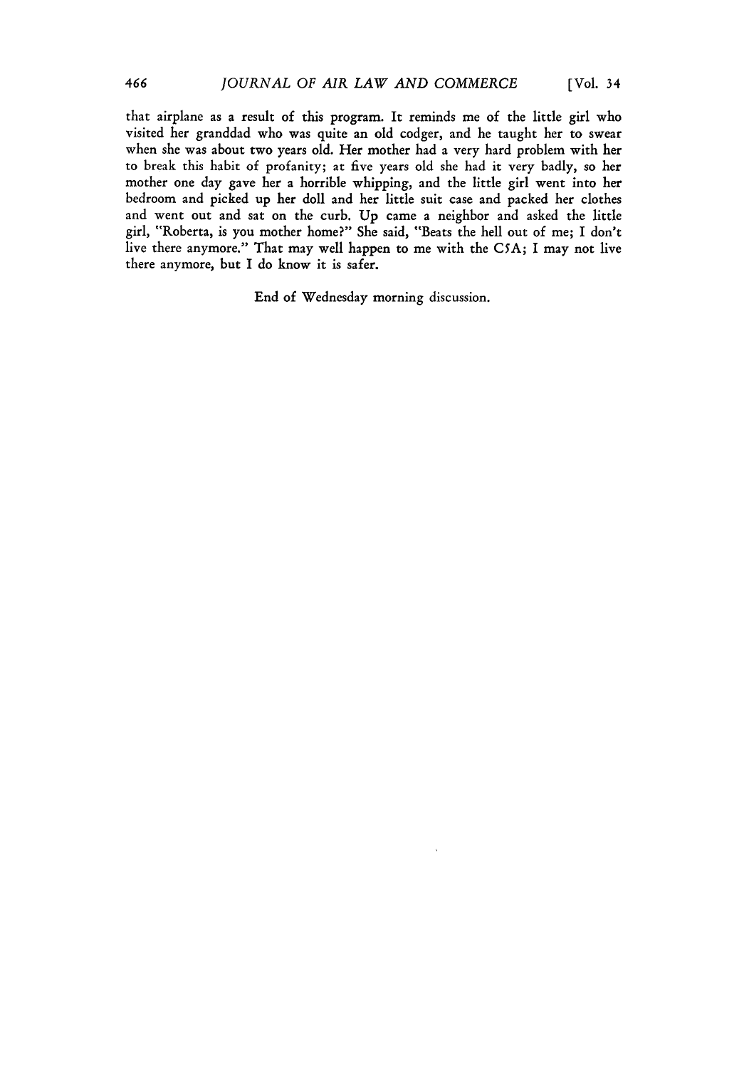that airplane as a result of this program. It reminds me of the little girl who visited her granddad who was quite an old codger, and he taught her to swear when she was about two years old. Her mother had a very hard problem with her to break this habit of profanity; at five years old she had it very badly, so her mother one day gave her a horrible whipping, and the little girl went into her bedroom and picked up her doll and her little suit case and packed her clothes and went out and sat on the curb. Up came a neighbor and asked the little girl, "Roberta, is you mother home?" She said, "Beats the hell out of me; I don't live there anymore." That may well happen to me with the CSA; I may not live there anymore, but I do know it is safer.

End of Wednesday morning discussion.